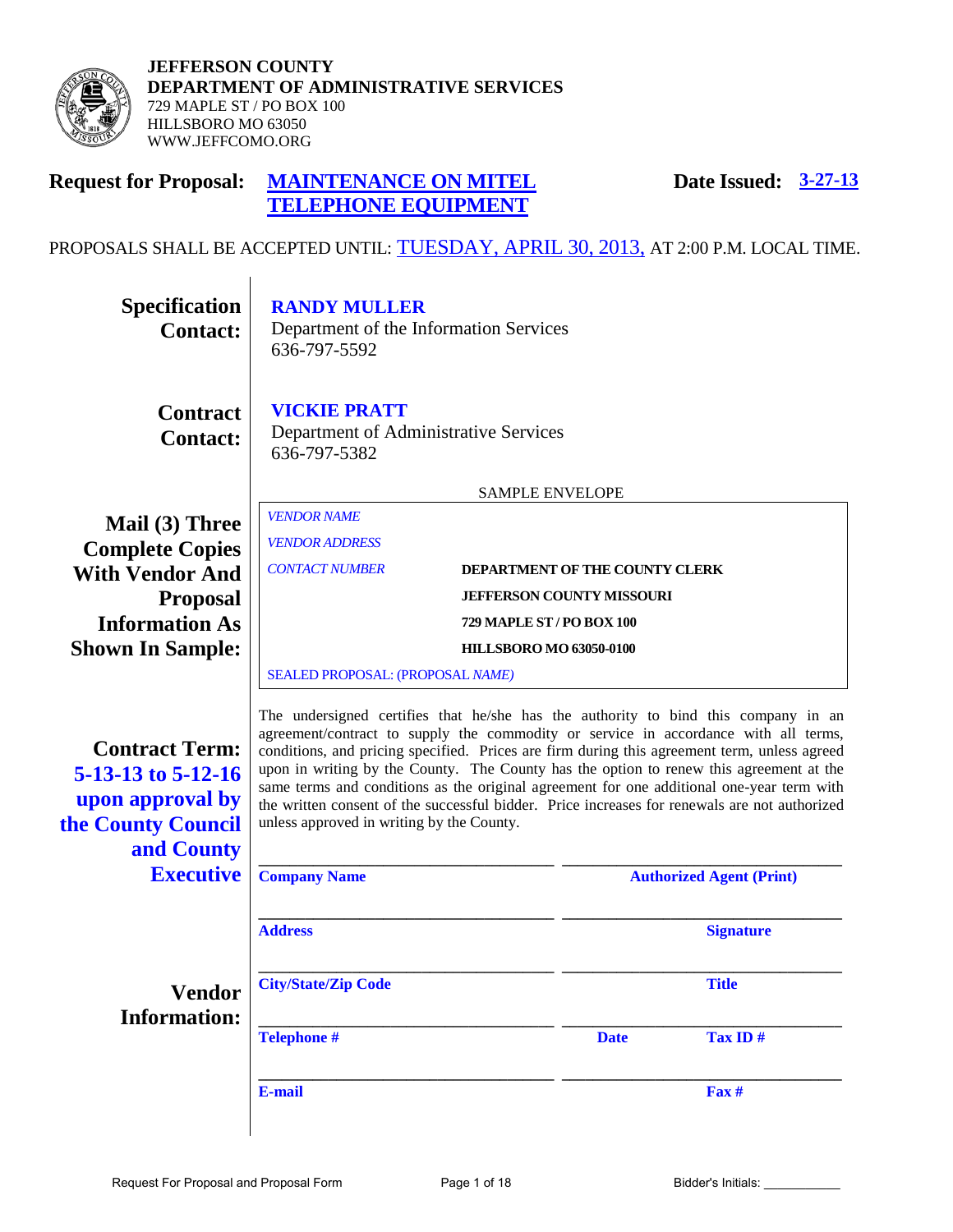**JEFFERSON COUNTY**
**DEPARTMENT OF ADMINISTRATIVE SERVICES**
729 MAPLE ST / PO BOX 100
HILLSBORO MO 63050
WWW.JEFFCOMO.ORG

**Request for Proposal:** **MAINTENANCE ON MITEL TELEPHONE EQUIPMENT**

**Date Issued:** **3-27-13**

PROPOSALS SHALL BE ACCEPTED UNTIL: TUESDAY, APRIL 30, 2013, AT 2:00 P.M. LOCAL TIME.

**Specification Contact:**

**RANDY MULLER**
Department of the Information Services
636-797-5592

**Contract Contact:**

**VICKIE PRATT**
Department of Administrative Services
636-797-5382

**Mail (3) Three Complete Copies With Vendor And Proposal Information As Shown In Sample:**

SAMPLE ENVELOPE

*VENDOR NAME*
*VENDOR ADDRESS*
*CONTACT NUMBER*

**DEPARTMENT OF THE COUNTY CLERK**
**JEFFERSON COUNTY MISSOURI**
**729 MAPLE ST / PO BOX 100**
**HILLSBORO MO 63050-0100**

SEALED PROPOSAL: (PROPOSAL *NAME)*

**Contract Term:** **5-13-13 to 5-12-16 upon approval by the County Council and County Executive**

The undersigned certifies that he/she has the authority to bind this company in an agreement/contract to supply the commodity or service in accordance with all terms, conditions, and pricing specified. Prices are firm during this agreement term, unless agreed upon in writing by the County. The County has the option to renew this agreement at the same terms and conditions as the original agreement for one additional one-year term with the written consent of the successful bidder. Price increases for renewals are not authorized unless approved in writing by the County.

**Vendor Information:**

| | |
|---|---|
| ______________________ | ______________________ |
| **Company Name** | **Authorized Agent (Print)** |
| ______________________ | ______________________ |
| **Address** | **Signature** |
| ______________________ | ______________________ |
| **City/State/Zip Code** | **Title** |
| ______________________ | ______________________ |
| **Telephone #** | **Date** **Tax ID #** |
| ______________________ | ______________________ |
| **E-mail** | **Fax #** |

Bidder's Initials: ___________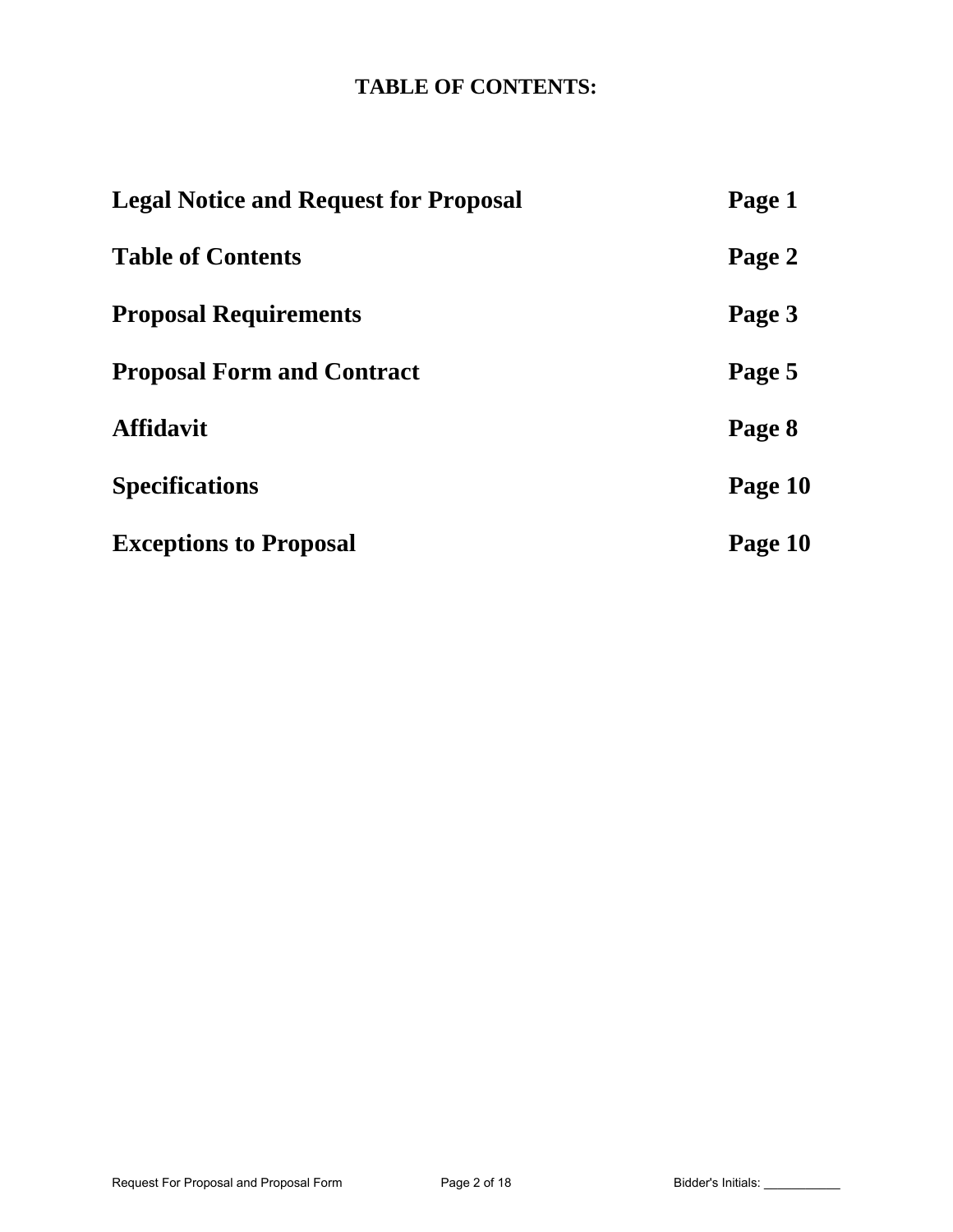# TABLE OF CONTENTS:

| | |
|---|---|
| **Legal Notice and Request for Proposal** | **Page 1** |
| **Table of Contents** | **Page 2** |
| **Proposal Requirements** | **Page 3** |
| **Proposal Form and Contract** | **Page 5** |
| **Affidavit** | **Page 8** |
| **Specifications** | **Page 10** |
| **Exceptions to Proposal** | **Page 10** |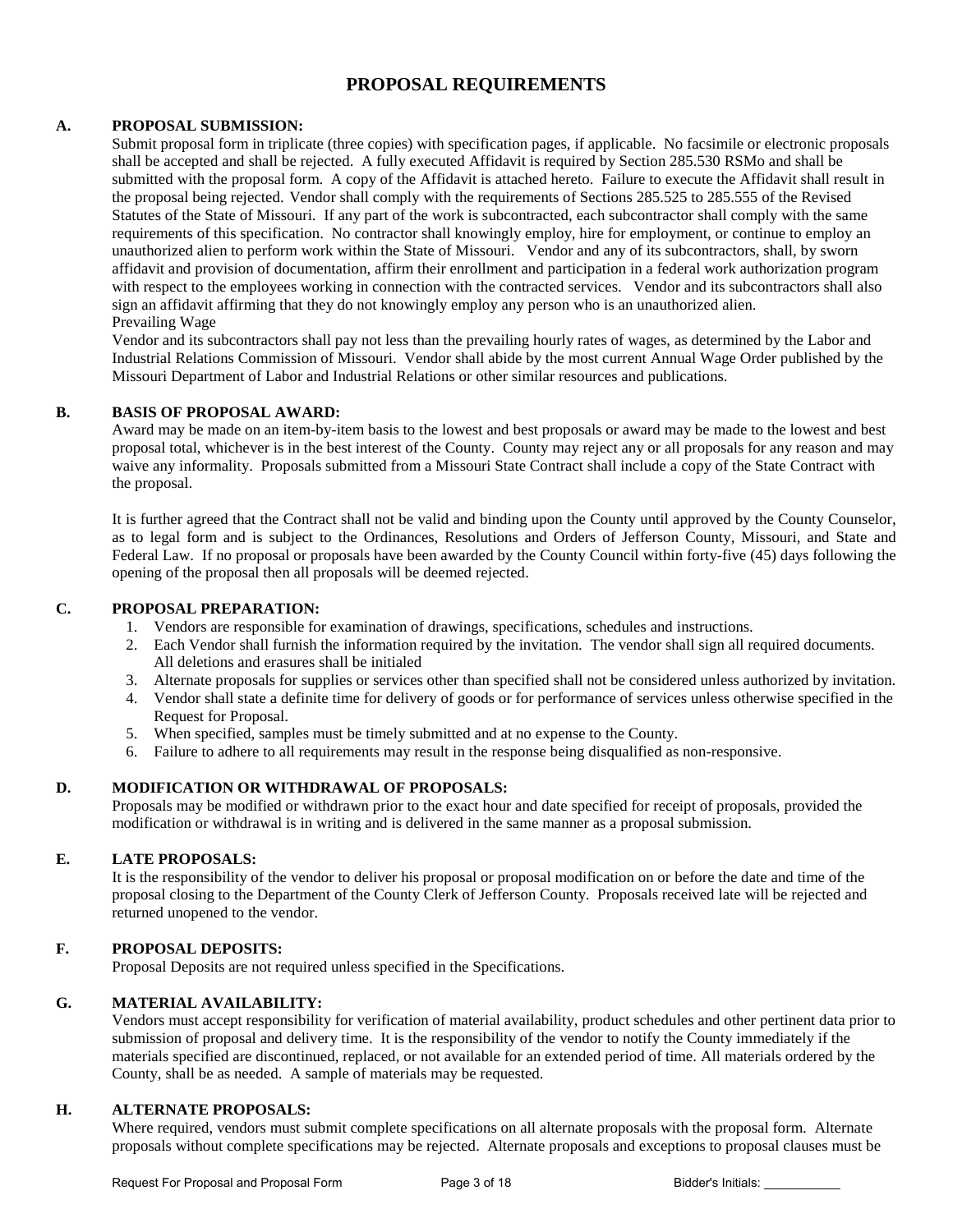# PROPOSAL REQUIREMENTS

**A. PROPOSAL SUBMISSION:**

Submit proposal form in triplicate (three copies) with specification pages, if applicable. No facsimile or electronic proposals shall be accepted and shall be rejected. A fully executed Affidavit is required by Section 285.530 RSMo and shall be submitted with the proposal form. A copy of the Affidavit is attached hereto. Failure to execute the Affidavit shall result in the proposal being rejected. Vendor shall comply with the requirements of Sections 285.525 to 285.555 of the Revised Statutes of the State of Missouri. If any part of the work is subcontracted, each subcontractor shall comply with the same requirements of this specification. No contractor shall knowingly employ, hire for employment, or continue to employ an unauthorized alien to perform work within the State of Missouri. Vendor and any of its subcontractors, shall, by sworn affidavit and provision of documentation, affirm their enrollment and participation in a federal work authorization program with respect to the employees working in connection with the contracted services. Vendor and its subcontractors shall also sign an affidavit affirming that they do not knowingly employ any person who is an unauthorized alien.

Prevailing Wage

Vendor and its subcontractors shall pay not less than the prevailing hourly rates of wages, as determined by the Labor and Industrial Relations Commission of Missouri. Vendor shall abide by the most current Annual Wage Order published by the Missouri Department of Labor and Industrial Relations or other similar resources and publications.

**B. BASIS OF PROPOSAL AWARD:**

Award may be made on an item-by-item basis to the lowest and best proposals or award may be made to the lowest and best proposal total, whichever is in the best interest of the County. County may reject any or all proposals for any reason and may waive any informality. Proposals submitted from a Missouri State Contract shall include a copy of the State Contract with the proposal.

It is further agreed that the Contract shall not be valid and binding upon the County until approved by the County Counselor, as to legal form and is subject to the Ordinances, Resolutions and Orders of Jefferson County, Missouri, and State and Federal Law. If no proposal or proposals have been awarded by the County Council within forty-five (45) days following the opening of the proposal then all proposals will be deemed rejected.

**C. PROPOSAL PREPARATION:**

1. Vendors are responsible for examination of drawings, specifications, schedules and instructions.
2. Each Vendor shall furnish the information required by the invitation. The vendor shall sign all required documents. All deletions and erasures shall be initialed
3. Alternate proposals for supplies or services other than specified shall not be considered unless authorized by invitation.
4. Vendor shall state a definite time for delivery of goods or for performance of services unless otherwise specified in the Request for Proposal.
5. When specified, samples must be timely submitted and at no expense to the County.
6. Failure to adhere to all requirements may result in the response being disqualified as non-responsive.

**D. MODIFICATION OR WITHDRAWAL OF PROPOSALS:**

Proposals may be modified or withdrawn prior to the exact hour and date specified for receipt of proposals, provided the modification or withdrawal is in writing and is delivered in the same manner as a proposal submission.

**E. LATE PROPOSALS:**

It is the responsibility of the vendor to deliver his proposal or proposal modification on or before the date and time of the proposal closing to the Department of the County Clerk of Jefferson County. Proposals received late will be rejected and returned unopened to the vendor.

**F. PROPOSAL DEPOSITS:**

Proposal Deposits are not required unless specified in the Specifications.

**G. MATERIAL AVAILABILITY:**

Vendors must accept responsibility for verification of material availability, product schedules and other pertinent data prior to submission of proposal and delivery time. It is the responsibility of the vendor to notify the County immediately if the materials specified are discontinued, replaced, or not available for an extended period of time. All materials ordered by the County, shall be as needed. A sample of materials may be requested.

**H. ALTERNATE PROPOSALS:**

Where required, vendors must submit complete specifications on all alternate proposals with the proposal form. Alternate proposals without complete specifications may be rejected. Alternate proposals and exceptions to proposal clauses must be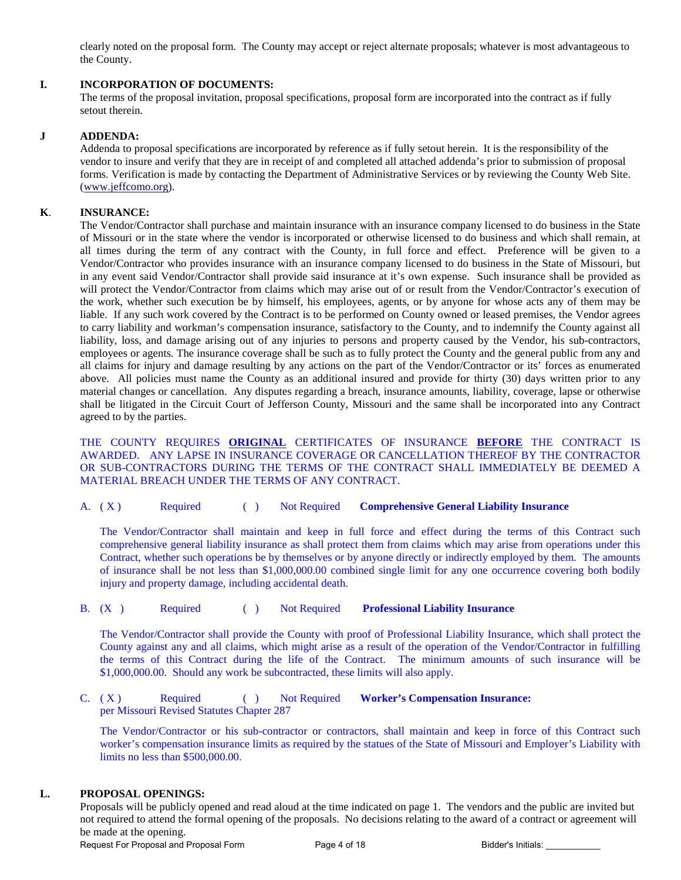clearly noted on the proposal form. The County may accept or reject alternate proposals; whatever is most advantageous to the County.

**I. INCORPORATION OF DOCUMENTS:**

The terms of the proposal invitation, proposal specifications, proposal form are incorporated into the contract as if fully setout therein.

**J ADDENDA:**

Addenda to proposal specifications are incorporated by reference as if fully setout herein. It is the responsibility of the vendor to insure and verify that they are in receipt of and completed all attached addenda's prior to submission of proposal forms. Verification is made by contacting the Department of Administrative Services or by reviewing the County Web Site. (www.jeffcomo.org).

**K. INSURANCE:**

The Vendor/Contractor shall purchase and maintain insurance with an insurance company licensed to do business in the State of Missouri or in the state where the vendor is incorporated or otherwise licensed to do business and which shall remain, at all times during the term of any contract with the County, in full force and effect. Preference will be given to a Vendor/Contractor who provides insurance with an insurance company licensed to do business in the State of Missouri, but in any event said Vendor/Contractor shall provide said insurance at it's own expense. Such insurance shall be provided as will protect the Vendor/Contractor from claims which may arise out of or result from the Vendor/Contractor's execution of the work, whether such execution be by himself, his employees, agents, or by anyone for whose acts any of them may be liable. If any such work covered by the Contract is to be performed on County owned or leased premises, the Vendor agrees to carry liability and workman's compensation insurance, satisfactory to the County, and to indemnify the County against all liability, loss, and damage arising out of any injuries to persons and property caused by the Vendor, his sub-contractors, employees or agents. The insurance coverage shall be such as to fully protect the County and the general public from any and all claims for injury and damage resulting by any actions on the part of the Vendor/Contractor or its' forces as enumerated above. All policies must name the County as an additional insured and provide for thirty (30) days written prior to any material changes or cancellation. Any disputes regarding a breach, insurance amounts, liability, coverage, lapse or otherwise shall be litigated in the Circuit Court of Jefferson County, Missouri and the same shall be incorporated into any Contract agreed to by the parties.

THE COUNTY REQUIRES **ORIGINAL** CERTIFICATES OF INSURANCE **BEFORE** THE CONTRACT IS AWARDED. ANY LAPSE IN INSURANCE COVERAGE OR CANCELLATION THEREOF BY THE CONTRACTOR OR SUB-CONTRACTORS DURING THE TERMS OF THE CONTRACT SHALL IMMEDIATELY BE DEEMED A MATERIAL BREACH UNDER THE TERMS OF ANY CONTRACT.

A. ( X ) Required ( ) Not Required **Comprehensive General Liability Insurance**

The Vendor/Contractor shall maintain and keep in full force and effect during the terms of this Contract such comprehensive general liability insurance as shall protect them from claims which may arise from operations under this Contract, whether such operations be by themselves or by anyone directly or indirectly employed by them. The amounts of insurance shall be not less than $1,000,000.00 combined single limit for any one occurrence covering both bodily injury and property damage, including accidental death.

B. (X ) Required ( ) Not Required **Professional Liability Insurance**

The Vendor/Contractor shall provide the County with proof of Professional Liability Insurance, which shall protect the County against any and all claims, which might arise as a result of the operation of the Vendor/Contractor in fulfilling the terms of this Contract during the life of the Contract. The minimum amounts of such insurance will be $1,000,000.00. Should any work be subcontracted, these limits will also apply.

C. ( X ) Required ( ) Not Required **Worker's Compensation Insurance:**
per Missouri Revised Statutes Chapter 287

The Vendor/Contractor or his sub-contractor or contractors, shall maintain and keep in force of this Contract such worker's compensation insurance limits as required by the statues of the State of Missouri and Employer's Liability with limits no less than $500,000.00.

**L. PROPOSAL OPENINGS:**

Proposals will be publicly opened and read aloud at the time indicated on page 1. The vendors and the public are invited but not required to attend the formal opening of the proposals. No decisions relating to the award of a contract or agreement will be made at the opening.

Bidder's Initials: ___________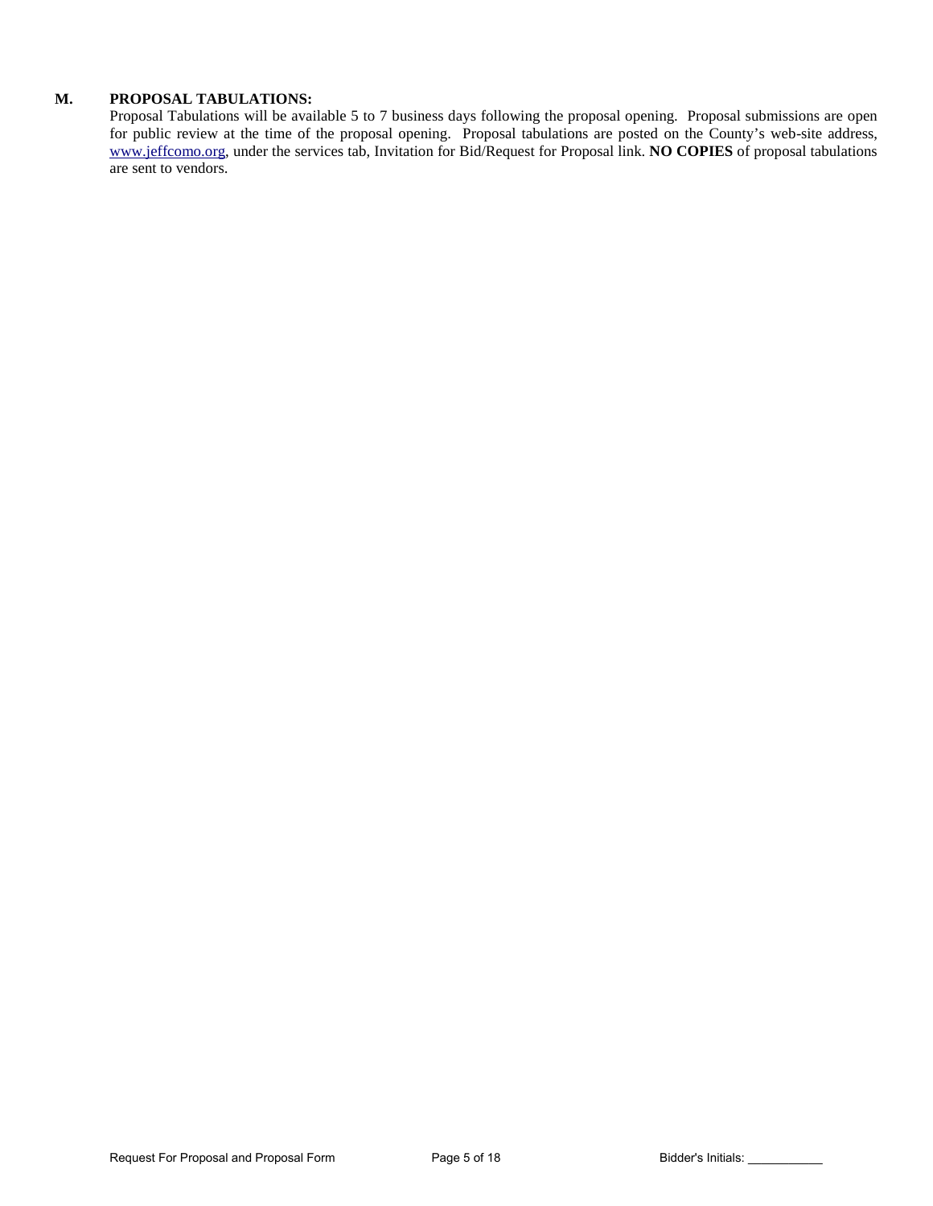**M. PROPOSAL TABULATIONS:**

Proposal Tabulations will be available 5 to 7 business days following the proposal opening. Proposal submissions are open for public review at the time of the proposal opening. Proposal tabulations are posted on the County's web-site address, www.jeffcomo.org, under the services tab, Invitation for Bid/Request for Proposal link. **NO COPIES** of proposal tabulations are sent to vendors.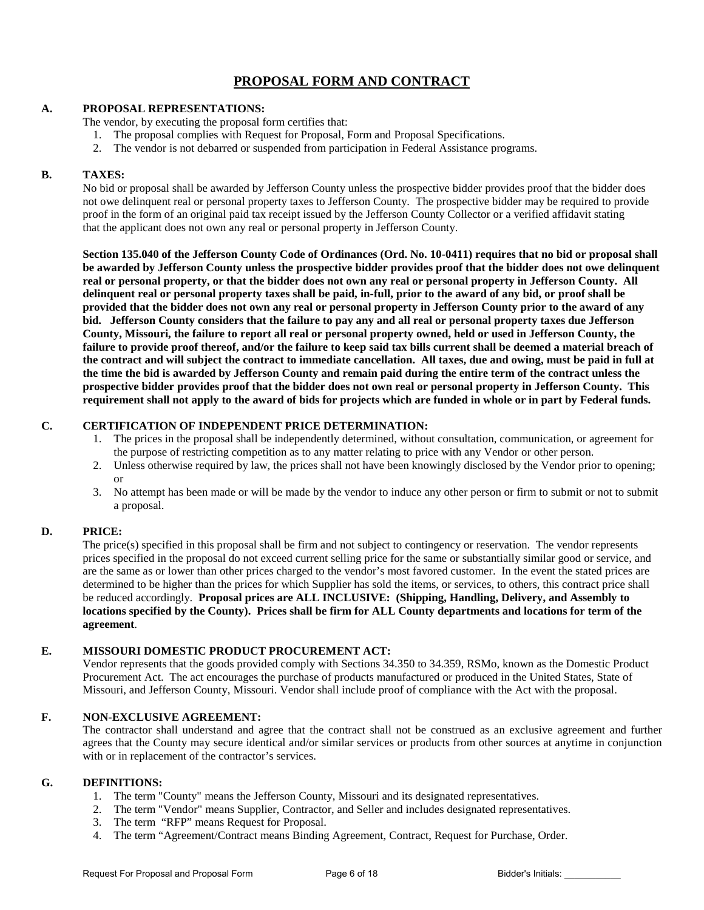# PROPOSAL FORM AND CONTRACT

## A. PROPOSAL REPRESENTATIONS:

The vendor, by executing the proposal form certifies that:

1. The proposal complies with Request for Proposal, Form and Proposal Specifications.
2. The vendor is not debarred or suspended from participation in Federal Assistance programs.

## B. TAXES:

No bid or proposal shall be awarded by Jefferson County unless the prospective bidder provides proof that the bidder does not owe delinquent real or personal property taxes to Jefferson County. The prospective bidder may be required to provide proof in the form of an original paid tax receipt issued by the Jefferson County Collector or a verified affidavit stating that the applicant does not own any real or personal property in Jefferson County.

**Section 135.040 of the Jefferson County Code of Ordinances (Ord. No. 10-0411) requires that no bid or proposal shall be awarded by Jefferson County unless the prospective bidder provides proof that the bidder does not owe delinquent real or personal property, or that the bidder does not own any real or personal property in Jefferson County. All delinquent real or personal property taxes shall be paid, in-full, prior to the award of any bid, or proof shall be provided that the bidder does not own any real or personal property in Jefferson County prior to the award of any bid. Jefferson County considers that the failure to pay any and all real or personal property taxes due Jefferson County, Missouri, the failure to report all real or personal property owned, held or used in Jefferson County, the failure to provide proof thereof, and/or the failure to keep said tax bills current shall be deemed a material breach of the contract and will subject the contract to immediate cancellation. All taxes, due and owing, must be paid in full at the time the bid is awarded by Jefferson County and remain paid during the entire term of the contract unless the prospective bidder provides proof that the bidder does not own real or personal property in Jefferson County. This requirement shall not apply to the award of bids for projects which are funded in whole or in part by Federal funds.**

## C. CERTIFICATION OF INDEPENDENT PRICE DETERMINATION:

1. The prices in the proposal shall be independently determined, without consultation, communication, or agreement for the purpose of restricting competition as to any matter relating to price with any Vendor or other person.
2. Unless otherwise required by law, the prices shall not have been knowingly disclosed by the Vendor prior to opening; or
3. No attempt has been made or will be made by the vendor to induce any other person or firm to submit or not to submit a proposal.

## D. PRICE:

The price(s) specified in this proposal shall be firm and not subject to contingency or reservation. The vendor represents prices specified in the proposal do not exceed current selling price for the same or substantially similar good or service, and are the same as or lower than other prices charged to the vendor's most favored customer. In the event the stated prices are determined to be higher than the prices for which Supplier has sold the items, or services, to others, this contract price shall be reduced accordingly. **Proposal prices are ALL INCLUSIVE: (Shipping, Handling, Delivery, and Assembly to locations specified by the County). Prices shall be firm for ALL County departments and locations for term of the agreement**.

## E. MISSOURI DOMESTIC PRODUCT PROCUREMENT ACT:

Vendor represents that the goods provided comply with Sections 34.350 to 34.359, RSMo, known as the Domestic Product Procurement Act. The act encourages the purchase of products manufactured or produced in the United States, State of Missouri, and Jefferson County, Missouri. Vendor shall include proof of compliance with the Act with the proposal.

## F. NON-EXCLUSIVE AGREEMENT:

The contractor shall understand and agree that the contract shall not be construed as an exclusive agreement and further agrees that the County may secure identical and/or similar services or products from other sources at anytime in conjunction with or in replacement of the contractor's services.

## G. DEFINITIONS:

1. The term "County" means the Jefferson County, Missouri and its designated representatives.
2. The term "Vendor" means Supplier, Contractor, and Seller and includes designated representatives.
3. The term "RFP" means Request for Proposal.
4. The term "Agreement/Contract means Binding Agreement, Contract, Request for Purchase, Order.

Bidder's Initials: ___________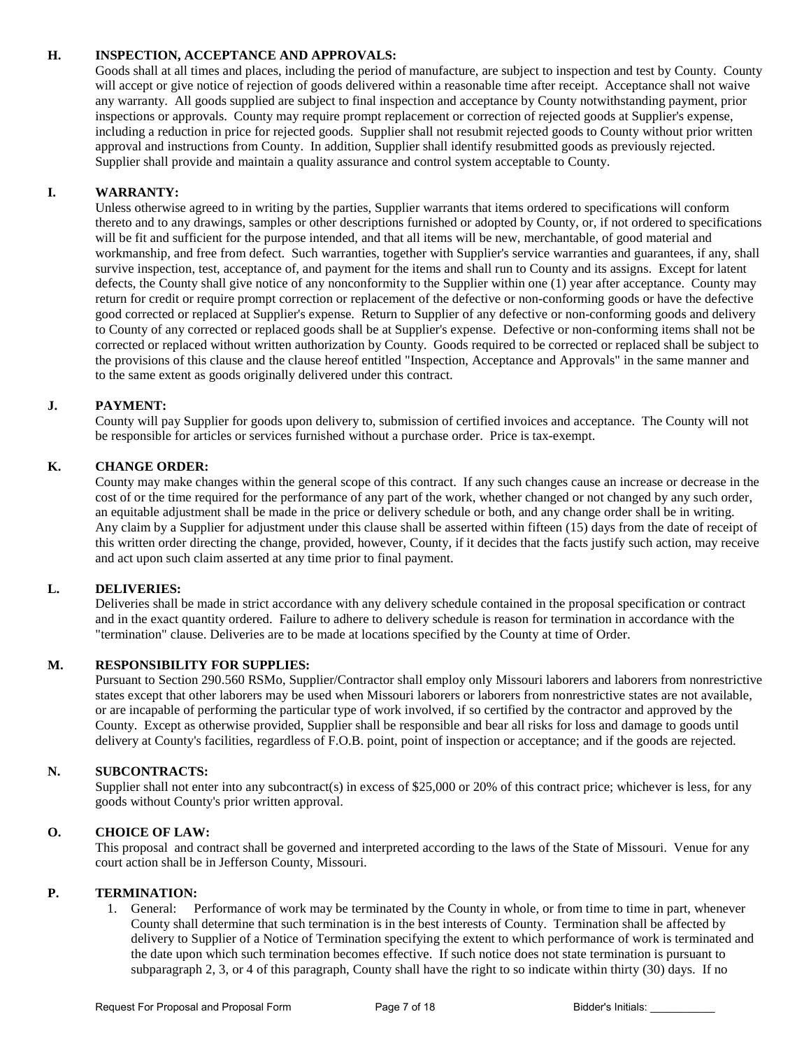### H. INSPECTION, ACCEPTANCE AND APPROVALS:

Goods shall at all times and places, including the period of manufacture, are subject to inspection and test by County. County will accept or give notice of rejection of goods delivered within a reasonable time after receipt. Acceptance shall not waive any warranty. All goods supplied are subject to final inspection and acceptance by County notwithstanding payment, prior inspections or approvals. County may require prompt replacement or correction of rejected goods at Supplier's expense, including a reduction in price for rejected goods. Supplier shall not resubmit rejected goods to County without prior written approval and instructions from County. In addition, Supplier shall identify resubmitted goods as previously rejected. Supplier shall provide and maintain a quality assurance and control system acceptable to County.

### I. WARRANTY:

Unless otherwise agreed to in writing by the parties, Supplier warrants that items ordered to specifications will conform thereto and to any drawings, samples or other descriptions furnished or adopted by County, or, if not ordered to specifications will be fit and sufficient for the purpose intended, and that all items will be new, merchantable, of good material and workmanship, and free from defect. Such warranties, together with Supplier's service warranties and guarantees, if any, shall survive inspection, test, acceptance of, and payment for the items and shall run to County and its assigns. Except for latent defects, the County shall give notice of any nonconformity to the Supplier within one (1) year after acceptance. County may return for credit or require prompt correction or replacement of the defective or non-conforming goods or have the defective good corrected or replaced at Supplier's expense. Return to Supplier of any defective or non-conforming goods and delivery to County of any corrected or replaced goods shall be at Supplier's expense. Defective or non-conforming items shall not be corrected or replaced without written authorization by County. Goods required to be corrected or replaced shall be subject to the provisions of this clause and the clause hereof entitled "Inspection, Acceptance and Approvals" in the same manner and to the same extent as goods originally delivered under this contract.

### J. PAYMENT:

County will pay Supplier for goods upon delivery to, submission of certified invoices and acceptance. The County will not be responsible for articles or services furnished without a purchase order. Price is tax-exempt.

### K. CHANGE ORDER:

County may make changes within the general scope of this contract. If any such changes cause an increase or decrease in the cost of or the time required for the performance of any part of the work, whether changed or not changed by any such order, an equitable adjustment shall be made in the price or delivery schedule or both, and any change order shall be in writing. Any claim by a Supplier for adjustment under this clause shall be asserted within fifteen (15) days from the date of receipt of this written order directing the change, provided, however, County, if it decides that the facts justify such action, may receive and act upon such claim asserted at any time prior to final payment.

### L. DELIVERIES:

Deliveries shall be made in strict accordance with any delivery schedule contained in the proposal specification or contract and in the exact quantity ordered. Failure to adhere to delivery schedule is reason for termination in accordance with the "termination" clause. Deliveries are to be made at locations specified by the County at time of Order.

### M. RESPONSIBILITY FOR SUPPLIES:

Pursuant to Section 290.560 RSMo, Supplier/Contractor shall employ only Missouri laborers and laborers from nonrestrictive states except that other laborers may be used when Missouri laborers or laborers from nonrestrictive states are not available, or are incapable of performing the particular type of work involved, if so certified by the contractor and approved by the County. Except as otherwise provided, Supplier shall be responsible and bear all risks for loss and damage to goods until delivery at County's facilities, regardless of F.O.B. point, point of inspection or acceptance; and if the goods are rejected.

### N. SUBCONTRACTS:

Supplier shall not enter into any subcontract(s) in excess of $25,000 or 20% of this contract price; whichever is less, for any goods without County's prior written approval.

### O. CHOICE OF LAW:

This proposal and contract shall be governed and interpreted according to the laws of the State of Missouri. Venue for any court action shall be in Jefferson County, Missouri.

### P. TERMINATION:

1. General: Performance of work may be terminated by the County in whole, or from time to time in part, whenever County shall determine that such termination is in the best interests of County. Termination shall be affected by delivery to Supplier of a Notice of Termination specifying the extent to which performance of work is terminated and the date upon which such termination becomes effective. If such notice does not state termination is pursuant to subparagraph 2, 3, or 4 of this paragraph, County shall have the right to so indicate within thirty (30) days. If no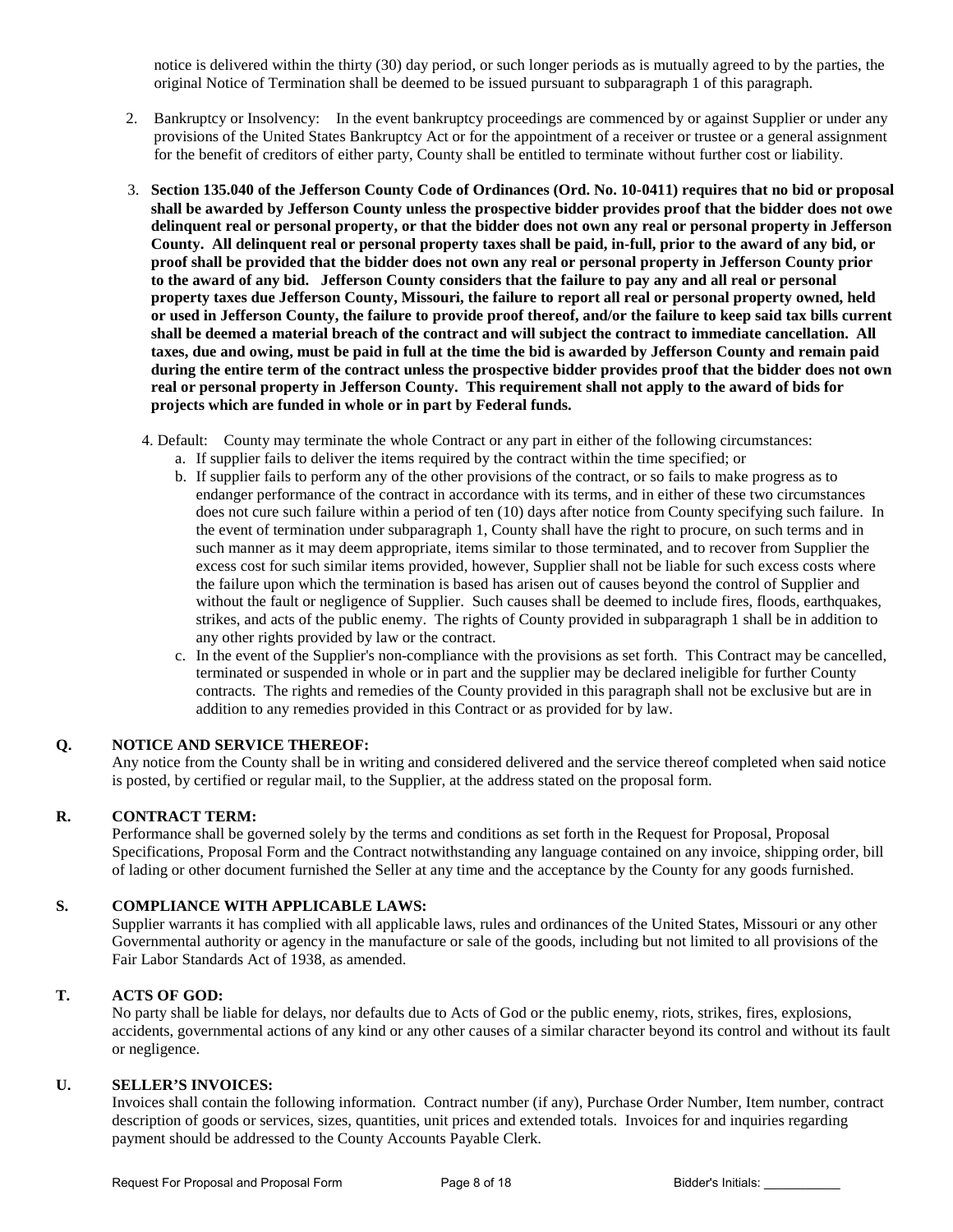notice is delivered within the thirty (30) day period, or such longer periods as is mutually agreed to by the parties, the original Notice of Termination shall be deemed to be issued pursuant to subparagraph 1 of this paragraph.

2. Bankruptcy or Insolvency: In the event bankruptcy proceedings are commenced by or against Supplier or under any provisions of the United States Bankruptcy Act or for the appointment of a receiver or trustee or a general assignment for the benefit of creditors of either party, County shall be entitled to terminate without further cost or liability.

3. **Section 135.040 of the Jefferson County Code of Ordinances (Ord. No. 10-0411) requires that no bid or proposal shall be awarded by Jefferson County unless the prospective bidder provides proof that the bidder does not owe delinquent real or personal property, or that the bidder does not own any real or personal property in Jefferson County. All delinquent real or personal property taxes shall be paid, in-full, prior to the award of any bid, or proof shall be provided that the bidder does not own any real or personal property in Jefferson County prior to the award of any bid. Jefferson County considers that the failure to pay any and all real or personal property taxes due Jefferson County, Missouri, the failure to report all real or personal property owned, held or used in Jefferson County, the failure to provide proof thereof, and/or the failure to keep said tax bills current shall be deemed a material breach of the contract and will subject the contract to immediate cancellation. All taxes, due and owing, must be paid in full at the time the bid is awarded by Jefferson County and remain paid during the entire term of the contract unless the prospective bidder provides proof that the bidder does not own real or personal property in Jefferson County. This requirement shall not apply to the award of bids for projects which are funded in whole or in part by Federal funds.**

4. Default: County may terminate the whole Contract or any part in either of the following circumstances:
   a. If supplier fails to deliver the items required by the contract within the time specified; or
   b. If supplier fails to perform any of the other provisions of the contract, or so fails to make progress as to endanger performance of the contract in accordance with its terms, and in either of these two circumstances does not cure such failure within a period of ten (10) days after notice from County specifying such failure. In the event of termination under subparagraph 1, County shall have the right to procure, on such terms and in such manner as it may deem appropriate, items similar to those terminated, and to recover from Supplier the excess cost for such similar items provided, however, Supplier shall not be liable for such excess costs where the failure upon which the termination is based has arisen out of causes beyond the control of Supplier and without the fault or negligence of Supplier. Such causes shall be deemed to include fires, floods, earthquakes, strikes, and acts of the public enemy. The rights of County provided in subparagraph 1 shall be in addition to any other rights provided by law or the contract.
   c. In the event of the Supplier's non-compliance with the provisions as set forth. This Contract may be cancelled, terminated or suspended in whole or in part and the supplier may be declared ineligible for further County contracts. The rights and remedies of the County provided in this paragraph shall not be exclusive but are in addition to any remedies provided in this Contract or as provided for by law.

**Q. NOTICE AND SERVICE THEREOF:**

Any notice from the County shall be in writing and considered delivered and the service thereof completed when said notice is posted, by certified or regular mail, to the Supplier, at the address stated on the proposal form.

**R. CONTRACT TERM:**

Performance shall be governed solely by the terms and conditions as set forth in the Request for Proposal, Proposal Specifications, Proposal Form and the Contract notwithstanding any language contained on any invoice, shipping order, bill of lading or other document furnished the Seller at any time and the acceptance by the County for any goods furnished.

**S. COMPLIANCE WITH APPLICABLE LAWS:**

Supplier warrants it has complied with all applicable laws, rules and ordinances of the United States, Missouri or any other Governmental authority or agency in the manufacture or sale of the goods, including but not limited to all provisions of the Fair Labor Standards Act of 1938, as amended.

**T. ACTS OF GOD:**

No party shall be liable for delays, nor defaults due to Acts of God or the public enemy, riots, strikes, fires, explosions, accidents, governmental actions of any kind or any other causes of a similar character beyond its control and without its fault or negligence.

**U. SELLER'S INVOICES:**

Invoices shall contain the following information. Contract number (if any), Purchase Order Number, Item number, contract description of goods or services, sizes, quantities, unit prices and extended totals. Invoices for and inquiries regarding payment should be addressed to the County Accounts Payable Clerk.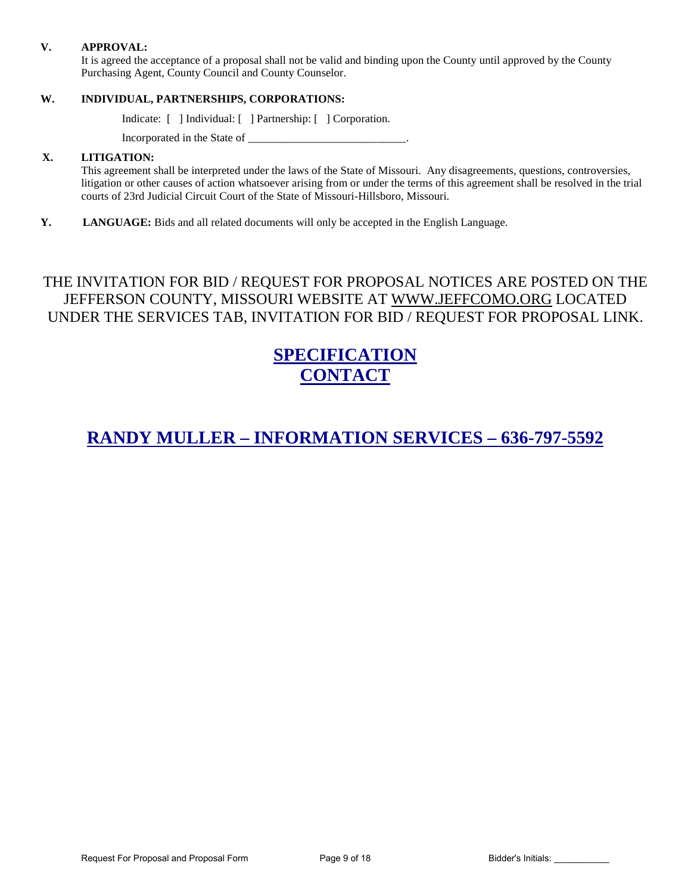**V. APPROVAL:**
It is agreed the acceptance of a proposal shall not be valid and binding upon the County until approved by the County Purchasing Agent, County Council and County Counselor.

**W. INDIVIDUAL, PARTNERSHIPS, CORPORATIONS:**

Indicate: [ ] Individual: [ ] Partnership: [ ] Corporation.

Incorporated in the State of ____________________________.

**X. LITIGATION:**
This agreement shall be interpreted under the laws of the State of Missouri. Any disagreements, questions, controversies, litigation or other causes of action whatsoever arising from or under the terms of this agreement shall be resolved in the trial courts of 23rd Judicial Circuit Court of the State of Missouri-Hillsboro, Missouri.

**Y. LANGUAGE:** Bids and all related documents will only be accepted in the English Language.

THE INVITATION FOR BID / REQUEST FOR PROPOSAL NOTICES ARE POSTED ON THE JEFFERSON COUNTY, MISSOURI WEBSITE AT WWW.JEFFCOMO.ORG LOCATED UNDER THE SERVICES TAB, INVITATION FOR BID / REQUEST FOR PROPOSAL LINK.

## SPECIFICATION CONTACT

## RANDY MULLER – INFORMATION SERVICES – 636-797-5592

Bidder's Initials: ___________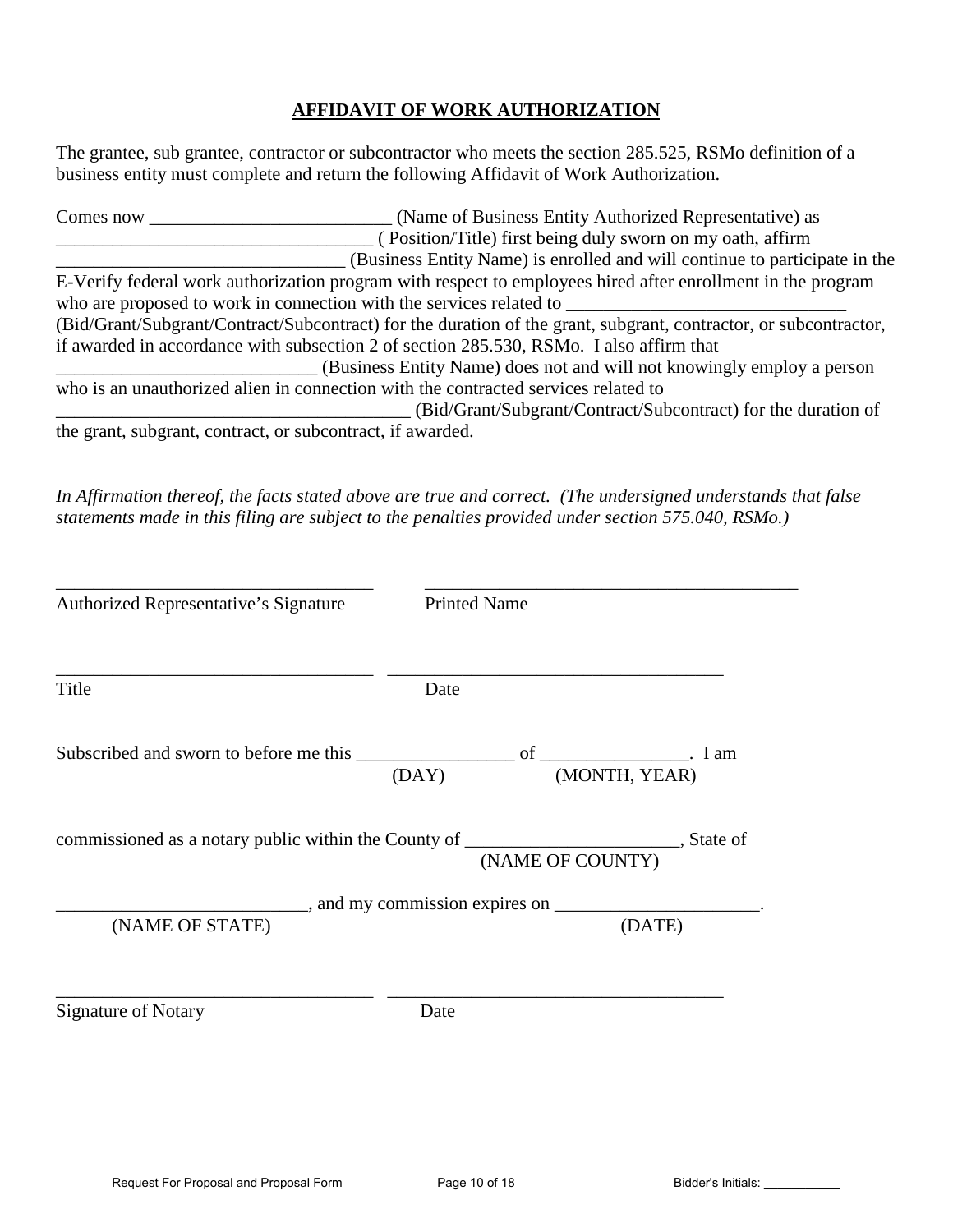## AFFIDAVIT OF WORK AUTHORIZATION

The grantee, sub grantee, contractor or subcontractor who meets the section 285.525, RSMo definition of a business entity must complete and return the following Affidavit of Work Authorization.

Comes now __________________________ (Name of Business Entity Authorized Representative) as __________________________________ ( Position/Title) first being duly sworn on my oath, affirm _______________________________ (Business Entity Name) is enrolled and will continue to participate in the E-Verify federal work authorization program with respect to employees hired after enrollment in the program who are proposed to work in connection with the services related to ______________________________ (Bid/Grant/Subgrant/Contract/Subcontract) for the duration of the grant, subgrant, contractor, or subcontractor, if awarded in accordance with subsection 2 of section 285.530, RSMo. I also affirm that ____________________________ (Business Entity Name) does not and will not knowingly employ a person who is an unauthorized alien in connection with the contracted services related to ______________________________________ (Bid/Grant/Subgrant/Contract/Subcontract) for the duration of the grant, subgrant, contract, or subcontract, if awarded.

*In Affirmation thereof, the facts stated above are true and correct. (The undersigned understands that false statements made in this filing are subject to the penalties provided under section 575.040, RSMo.)*

___________________________________ ________________________________________

Authorized Representative's Signature Printed Name

___________________________________ ____________________________________

Title Date

Subscribed and sworn to before me this _________________ of ________________. I am
(DAY) (MONTH, YEAR)

commissioned as a notary public within the County of _______________________, State of
(NAME OF COUNTY)

___________________________, and my commission expires on ______________________.
(NAME OF STATE) (DATE)

___________________________________ ____________________________________

Signature of Notary Date

Bidder's Initials: ___________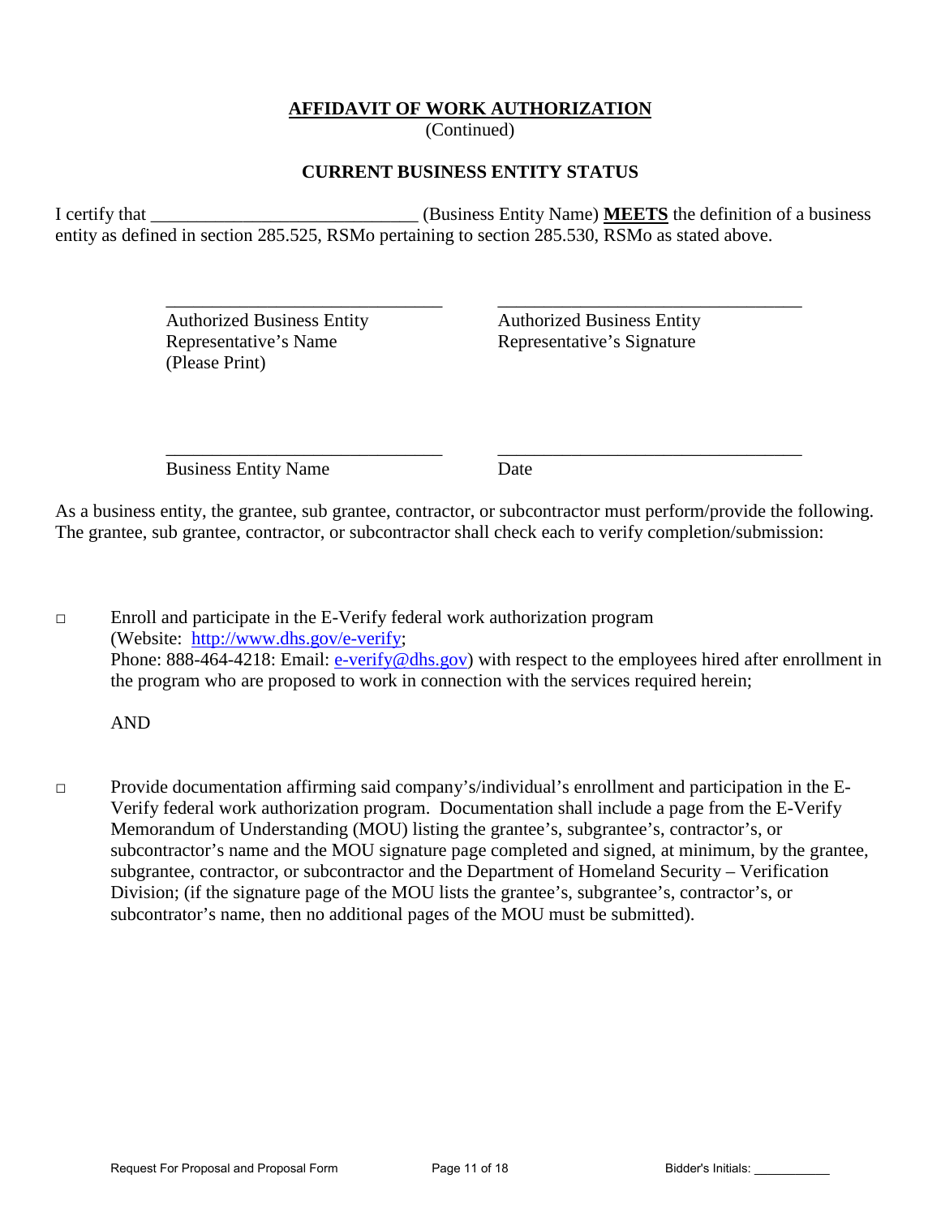## AFFIDAVIT OF WORK AUTHORIZATION

(Continued)

### CURRENT BUSINESS ENTITY STATUS

I certify that _____________________________ (Business Entity Name) **MEETS** the definition of a business entity as defined in section 285.525, RSMo pertaining to section 285.530, RSMo as stated above.

| | |
|---|---|
| ______________________________ | _________________________________ |
| Authorized Business Entity Representative's Name (Please Print) | Authorized Business Entity Representative's Signature |
| ______________________________ | _________________________________ |
| Business Entity Name | Date |

As a business entity, the grantee, sub grantee, contractor, or subcontractor must perform/provide the following. The grantee, sub grantee, contractor, or subcontractor shall check each to verify completion/submission:

□ Enroll and participate in the E-Verify federal work authorization program (Website: http://www.dhs.gov/e-verify; Phone: 888-464-4218: Email: e-verify@dhs.gov) with respect to the employees hired after enrollment in the program who are proposed to work in connection with the services required herein;

AND

□ Provide documentation affirming said company's/individual's enrollment and participation in the E-Verify federal work authorization program. Documentation shall include a page from the E-Verify Memorandum of Understanding (MOU) listing the grantee's, subgrantee's, contractor's, or subcontractor's name and the MOU signature page completed and signed, at minimum, by the grantee, subgrantee, contractor, or subcontractor and the Department of Homeland Security – Verification Division; (if the signature page of the MOU lists the grantee's, subgrantee's, contractor's, or subcontrator's name, then no additional pages of the MOU must be submitted).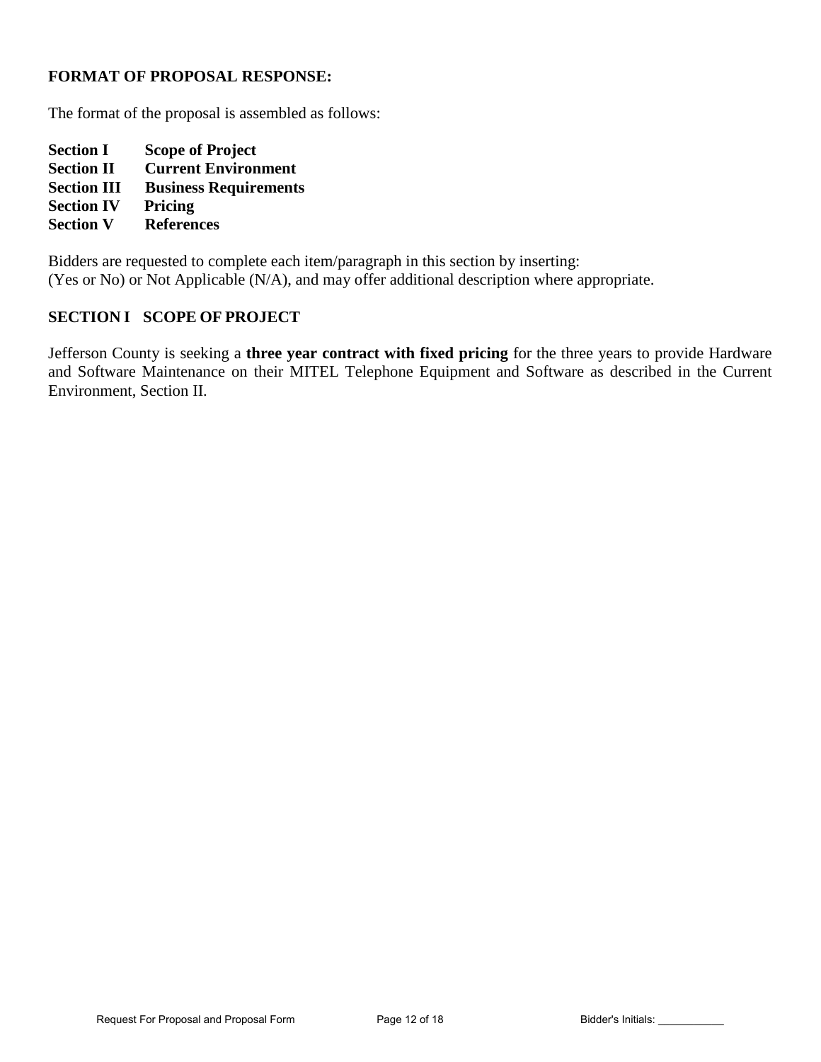**FORMAT OF PROPOSAL RESPONSE:**

The format of the proposal is assembled as follows:

**Section I Scope of Project**
**Section II Current Environment**
**Section III Business Requirements**
**Section IV Pricing**
**Section V References**

Bidders are requested to complete each item/paragraph in this section by inserting:
(Yes or No) or Not Applicable (N/A), and may offer additional description where appropriate.

## SECTION I SCOPE OF PROJECT

Jefferson County is seeking a **three year contract with fixed pricing** for the three years to provide Hardware and Software Maintenance on their MITEL Telephone Equipment and Software as described in the Current Environment, Section II.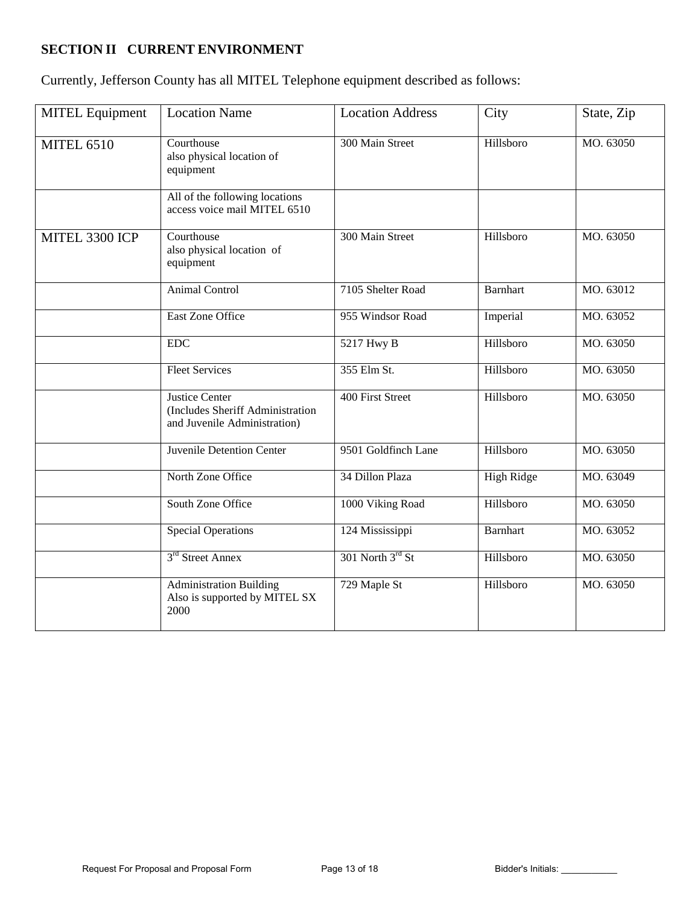## SECTION II CURRENT ENVIRONMENT

Currently, Jefferson County has all MITEL Telephone equipment described as follows:

| MITEL Equipment | Location Name | Location Address | City | State, Zip |
|---|---|---|---|---|
| MITEL 6510 | Courthouse also physical location of equipment | 300 Main Street | Hillsboro | MO. 63050 |
| | All of the following locations access voice mail MITEL 6510 | | | |
| MITEL 3300 ICP | Courthouse also physical location of equipment | 300 Main Street | Hillsboro | MO. 63050 |
| | Animal Control | 7105 Shelter Road | Barnhart | MO. 63012 |
| | East Zone Office | 955 Windsor Road | Imperial | MO. 63052 |
| | EDC | 5217 Hwy B | Hillsboro | MO. 63050 |
| | Fleet Services | 355 Elm St. | Hillsboro | MO. 63050 |
| | Justice Center (Includes Sheriff Administration and Juvenile Administration) | 400 First Street | Hillsboro | MO. 63050 |
| | Juvenile Detention Center | 9501 Goldfinch Lane | Hillsboro | MO. 63050 |
| | North Zone Office | 34 Dillon Plaza | High Ridge | MO. 63049 |
| | South Zone Office | 1000 Viking Road | Hillsboro | MO. 63050 |
| | Special Operations | 124 Mississippi | Barnhart | MO. 63052 |
| | 3rd Street Annex | 301 North 3rd St | Hillsboro | MO. 63050 |
| | Administration Building Also is supported by MITEL SX 2000 | 729 Maple St | Hillsboro | MO. 63050 |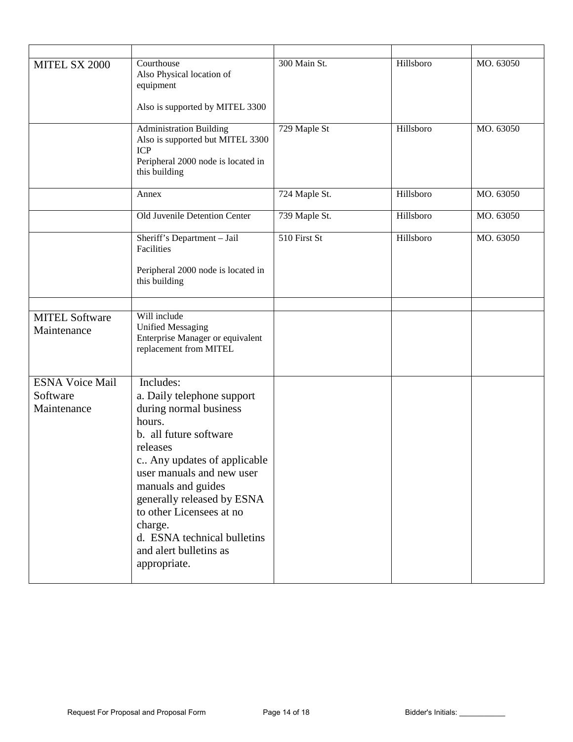| | | | | |
|---|---|---|---|---|
| MITEL SX 2000 | Courthouse<br>Also Physical location of equipment<br><br>Also is supported by MITEL 3300 | 300 Main St. | Hillsboro | MO. 63050 |
| | Administration Building<br>Also is supported but MITEL 3300 ICP<br>Peripheral 2000 node is located in this building | 729 Maple St | Hillsboro | MO. 63050 |
| | Annex | 724 Maple St. | Hillsboro | MO. 63050 |
| | Old Juvenile Detention Center | 739 Maple St. | Hillsboro | MO. 63050 |
| | Sheriff's Department – Jail Facilities<br><br>Peripheral 2000 node is located in this building | 510 First St | Hillsboro | MO. 63050 |
| | | | | |
| MITEL Software Maintenance | Will include<br>Unified Messaging<br>Enterprise Manager or equivalent replacement from MITEL | | | |
| ESNA Voice Mail Software Maintenance | Includes:<br>a. Daily telephone support during normal business hours.<br>b. all future software releases<br>c.. Any updates of applicable user manuals and new user manuals and guides generally released by ESNA to other Licensees at no charge.<br>d. ESNA technical bulletins and alert bulletins as appropriate. | | | |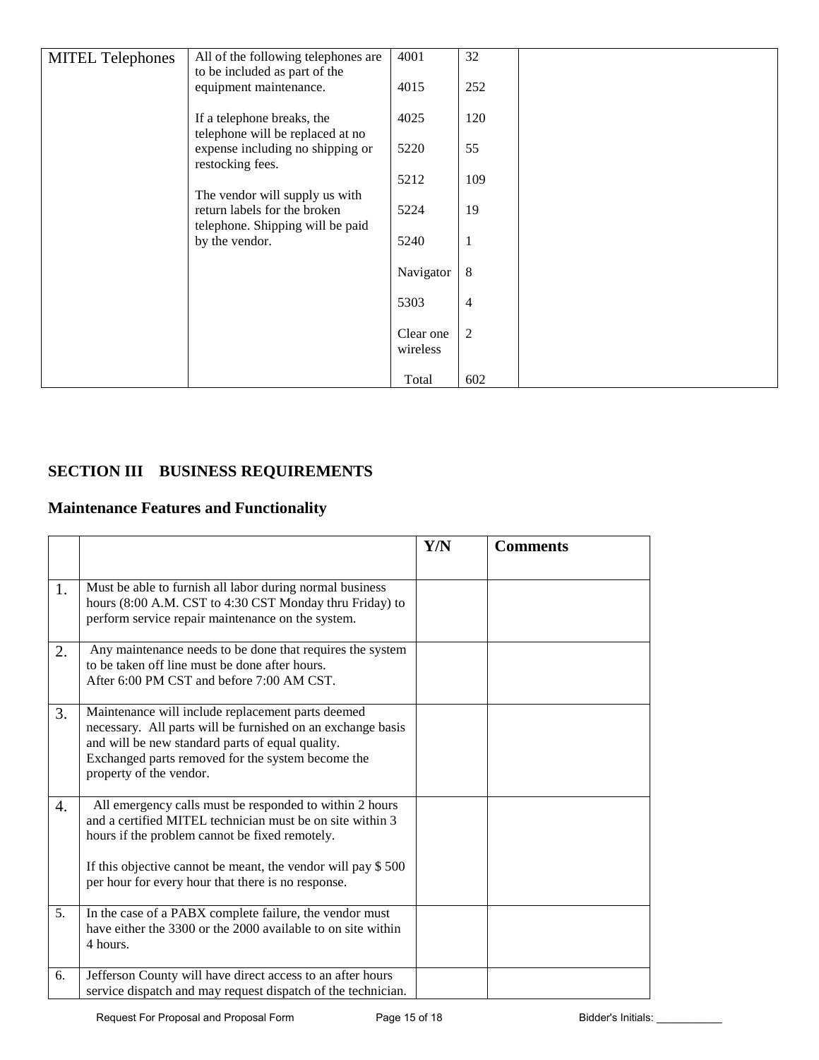| MITEL Telephones | All of the following telephones are to be included as part of the equipment maintenance.<br><br>If a telephone breaks, the telephone will be replaced at no expense including no shipping or restocking fees.<br><br>The vendor will supply us with return labels for the broken telephone. Shipping will be paid by the vendor. | 4001<br><br>4015<br><br>4025<br><br>5220<br><br>5212<br><br>5224<br><br>5240<br><br>Navigator<br><br>5303<br><br>Clear one wireless<br><br>Total | 32<br><br>252<br><br>120<br><br>55<br><br>109<br><br>19<br><br>1<br><br>8<br><br>4<br><br>2<br><br>602 | |
|---|---|---|---|---|

## SECTION III BUSINESS REQUIREMENTS

### Maintenance Features and Functionality

| | | Y/N | Comments |
|---|---|---|---|
| 1. | Must be able to furnish all labor during normal business hours (8:00 A.M. CST to 4:30 CST Monday thru Friday) to perform service repair maintenance on the system. | | |
| 2. | Any maintenance needs to be done that requires the system to be taken off line must be done after hours.<br>After 6:00 PM CST and before 7:00 AM CST. | | |
| 3. | Maintenance will include replacement parts deemed necessary. All parts will be furnished on an exchange basis and will be new standard parts of equal quality. Exchanged parts removed for the system become the property of the vendor. | | |
| 4. | All emergency calls must be responded to within 2 hours and a certified MITEL technician must be on site within 3 hours if the problem cannot be fixed remotely.<br><br>If this objective cannot be meant, the vendor will pay $ 500 per hour for every hour that there is no response. | | |
| 5. | In the case of a PABX complete failure, the vendor must have either the 3300 or the 2000 available to on site within 4 hours. | | |
| 6. | Jefferson County will have direct access to an after hours service dispatch and may request dispatch of the technician. | | |

Bidder's Initials: ___________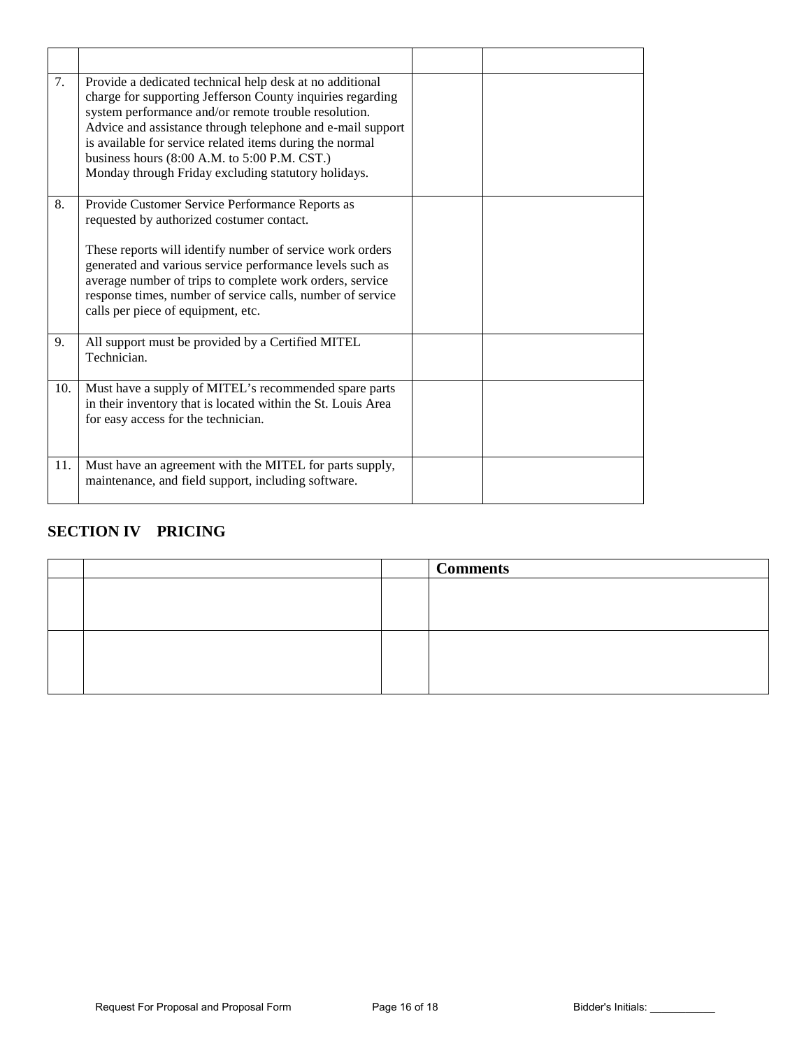| | | | |
|---|---|---|---|
| 7. | Provide a dedicated technical help desk at no additional charge for supporting Jefferson County inquiries regarding system performance and/or remote trouble resolution. Advice and assistance through telephone and e-mail support is available for service related items during the normal business hours (8:00 A.M. to 5:00 P.M. CST.) Monday through Friday excluding statutory holidays. | | |
| 8. | Provide Customer Service Performance Reports as requested by authorized costumer contact.<br><br>These reports will identify number of service work orders generated and various service performance levels such as average number of trips to complete work orders, service response times, number of service calls, number of service calls per piece of equipment, etc. | | |
| 9. | All support must be provided by a Certified MITEL Technician. | | |
| 10. | Must have a supply of MITEL's recommended spare parts in their inventory that is located within the St. Louis Area for easy access for the technician. | | |
| 11. | Must have an agreement with the MITEL for parts supply, maintenance, and field support, including software. | | |

## SECTION IV PRICING

| | | | **Comments** |
|---|---|---|---|
| | | | |
| | | | |

Bidder's Initials: ___________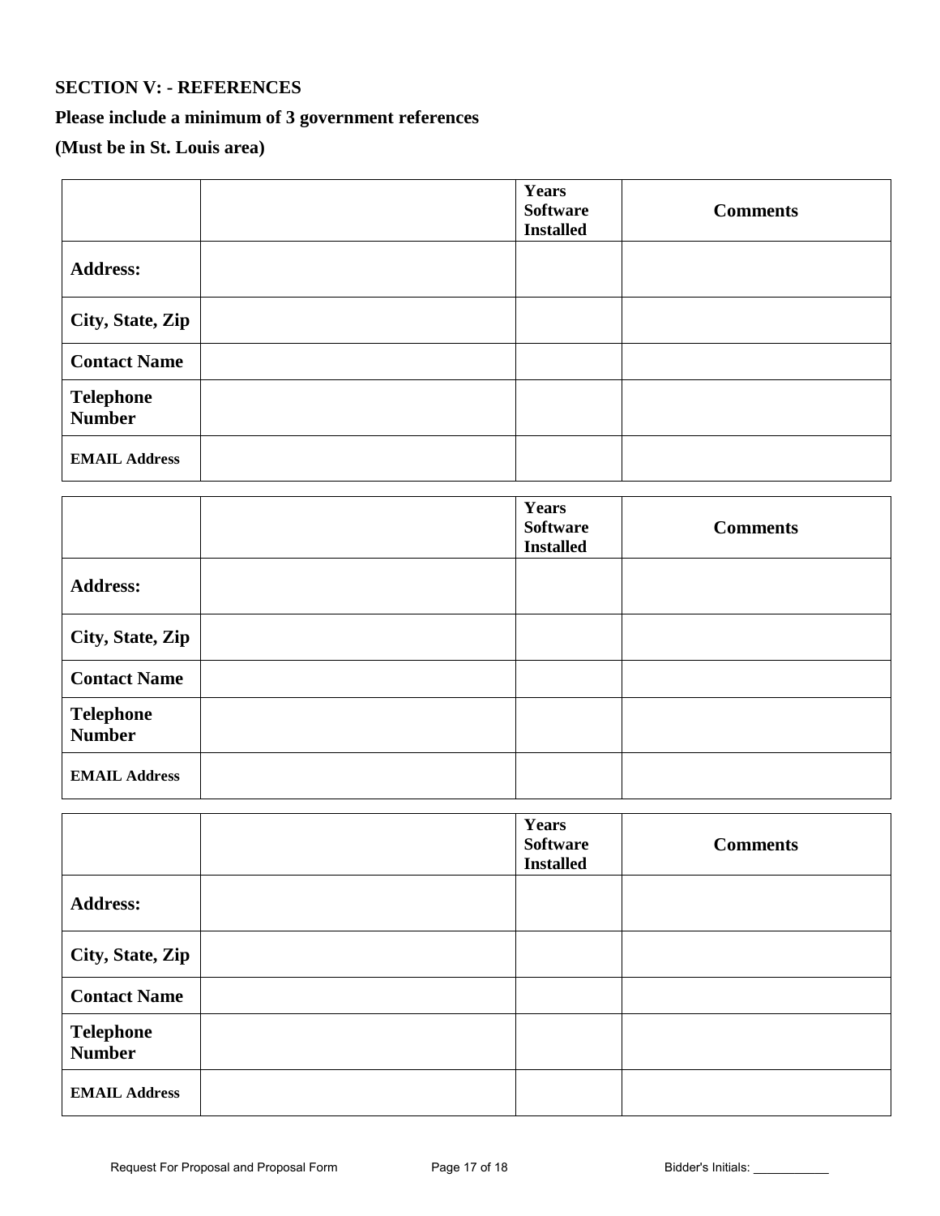**SECTION V: - REFERENCES**

**Please include a minimum of 3 government references**

**(Must be in St. Louis area)**

| | | Years Software Installed | Comments |
|---|---|---|---|
| **Address:** | | | |
| **City, State, Zip** | | | |
| **Contact Name** | | | |
| **Telephone Number** | | | |
| **EMAIL Address** | | | |

| | | Years Software Installed | Comments |
|---|---|---|---|
| **Address:** | | | |
| **City, State, Zip** | | | |
| **Contact Name** | | | |
| **Telephone Number** | | | |
| **EMAIL Address** | | | |

| | | Years Software Installed | Comments |
|---|---|---|---|
| **Address:** | | | |
| **City, State, Zip** | | | |
| **Contact Name** | | | |
| **Telephone Number** | | | |
| **EMAIL Address** | | | |

Bidder's Initials: ___________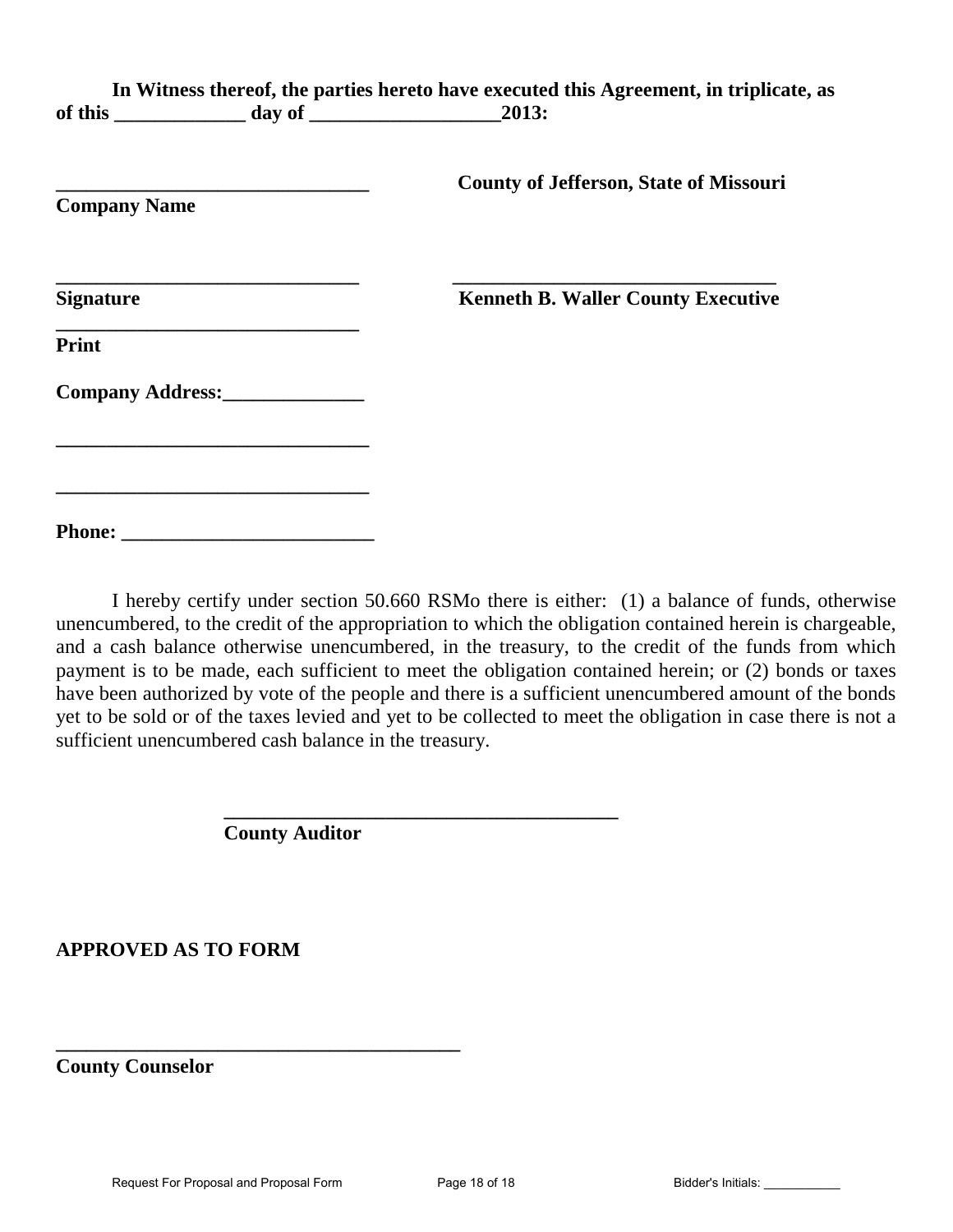**In Witness thereof, the parties hereto have executed this Agreement, in triplicate, as of this _____________ day of ___________________2013:**

| | |
|---|---|
| _______________________________ | **County of Jefferson, State of Missouri** |
| **Company Name** | |
| _______________________________ | _______________________________ |
| **Signature** | **Kenneth B. Waller County Executive** |
| _______________________________ | |
| **Print** | |

**Company Address:______________**

_______________________________

_______________________________

**Phone: _________________________**

I hereby certify under section 50.660 RSMo there is either: (1) a balance of funds, otherwise unencumbered, to the credit of the appropriation to which the obligation contained herein is chargeable, and a cash balance otherwise unencumbered, in the treasury, to the credit of the funds from which payment is to be made, each sufficient to meet the obligation contained herein; or (2) bonds or taxes have been authorized by vote of the people and there is a sufficient unencumbered amount of the bonds yet to be sold or of the taxes levied and yet to be collected to meet the obligation in case there is not a sufficient unencumbered cash balance in the treasury.

_______________________________________

**County Auditor**

**APPROVED AS TO FORM**

_________________________________________

**County Counselor**